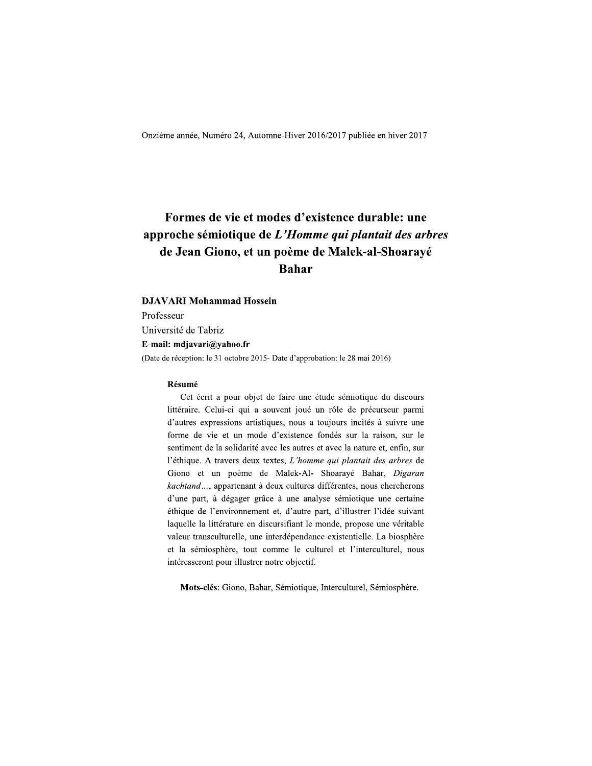Onzième année, Numéro 24, Automne-Hiver 2016/2017 publiée en hiver 2017

# Formes de vie et modes d'existence durable: une approche sémiotique de *L'Homme qui plantait des arbres* de Jean Giono, et un poème de Malek-al-Shoarayé Bahar

**DJAVARI Mohammad Hossein**

Professeur

Université de Tabriz

**E-mail: mdjavari@yahoo.fr**

(Date de réception: le 31 octobre 2015- Date d'approbation: le 28 mai 2016)

**Résumé**

Cet écrit a pour objet de faire une étude sémiotique du discours littéraire. Celui-ci qui a souvent joué un rôle de précurseur parmi d'autres expressions artistiques, nous a toujours incités à suivre une forme de vie et un mode d'existence fondés sur la raison, sur le sentiment de la solidarité avec les autres et avec la nature et, enfin, sur l'éthique. A travers deux textes, *L'homme qui plantait des arbres* de Giono et un poème de Malek-Al- Shoarayé Bahar, *Digaran kachtand…*, appartenant à deux cultures différentes, nous chercherons d'une part, à dégager grâce à une analyse sémiotique une certaine éthique de l'environnement et, d'autre part, d'illustrer l'idée suivant laquelle la littérature en discursifiant le monde, propose une véritable valeur transculturelle, une interdépendance existentielle. La biosphère et la sémiosphère, tout comme le culturel et l'interculturel, nous intéresseront pour illustrer notre objectif.

**Mots-clés**: Giono, Bahar, Sémiotique, Interculturel, Sémiosphère.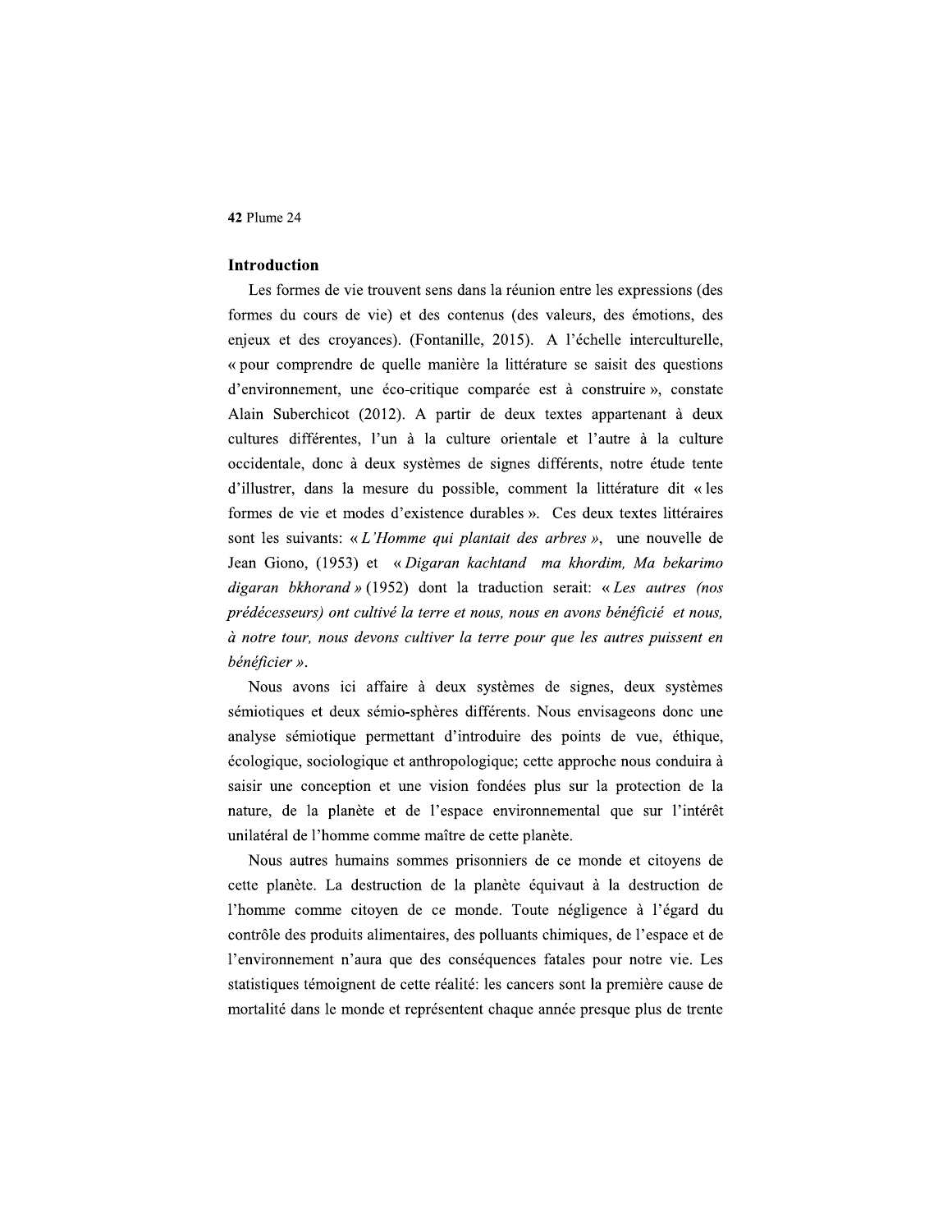## Introduction

Les formes de vie trouvent sens dans la réunion entre les expressions (des formes du cours de vie) et des contenus (des valeurs, des émotions, des enjeux et des croyances). (Fontanille, 2015). A l'échelle interculturelle, « pour comprendre de quelle manière la littérature se saisit des questions d'environnement, une éco-critique comparée est à construire », constate Alain Suberchicot (2012). A partir de deux textes appartenant à deux cultures différentes, l'un à la culture orientale et l'autre à la culture occidentale, donc à deux systèmes de signes différents, notre étude tente d'illustrer, dans la mesure du possible, comment la littérature dit « les formes de vie et modes d'existence durables ». Ces deux textes littéraires sont les suivants: « *L'Homme qui plantait des arbres* », une nouvelle de Jean Giono, (1953) et « *Digaran kachtand ma khordim, Ma bekarimo digaran bkhorand* » (1952) dont la traduction serait: « *Les autres (nos prédécesseurs) ont cultivé la terre et nous, nous en avons bénéficié et nous, à notre tour, nous devons cultiver la terre pour que les autres puissent en bénéficier* ».

Nous avons ici affaire à deux systèmes de signes, deux systèmes sémiotiques et deux sémio-sphères différents. Nous envisageons donc une analyse sémiotique permettant d'introduire des points de vue, éthique, écologique, sociologique et anthropologique; cette approche nous conduira à saisir une conception et une vision fondées plus sur la protection de la nature, de la planète et de l'espace environnemental que sur l'intérêt unilatéral de l'homme comme maître de cette planète.

Nous autres humains sommes prisonniers de ce monde et citoyens de cette planète. La destruction de la planète équivaut à la destruction de l'homme comme citoyen de ce monde. Toute négligence à l'égard du contrôle des produits alimentaires, des polluants chimiques, de l'espace et de l'environnement n'aura que des conséquences fatales pour notre vie. Les statistiques témoignent de cette réalité: les cancers sont la première cause de mortalité dans le monde et représentent chaque année presque plus de trente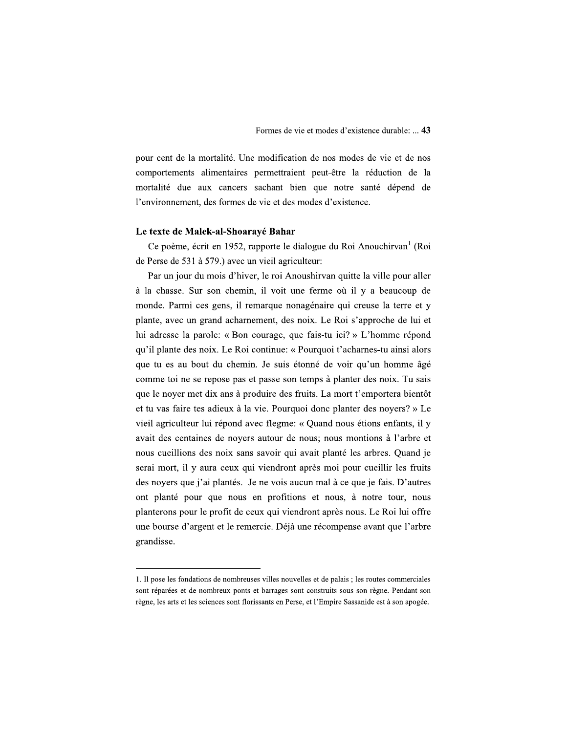pour cent de la mortalité. Une modification de nos modes de vie et de nos comportements alimentaires permettraient peut-être la réduction de la mortalité due aux cancers sachant bien que notre santé dépend de l'environnement, des formes de vie et des modes d'existence.

### Le texte de Malek-al-Shoarayé Bahar

Ce poème, écrit en 1952, rapporte le dialogue du Roi Anouchirvan[1] (Roi de Perse de 531 à 579.) avec un vieil agriculteur:

Par un jour du mois d'hiver, le roi Anoushirvan quitte la ville pour aller à la chasse. Sur son chemin, il voit une ferme où il y a beaucoup de monde. Parmi ces gens, il remarque nonagénaire qui creuse la terre et y plante, avec un grand acharnement, des noix. Le Roi s'approche de lui et lui adresse la parole: « Bon courage, que fais-tu ici? » L'homme répond qu'il plante des noix. Le Roi continue: « Pourquoi t'acharnes-tu ainsi alors que tu es au bout du chemin. Je suis étonné de voir qu'un homme âgé comme toi ne se repose pas et passe son temps à planter des noix. Tu sais que le noyer met dix ans à produire des fruits. La mort t'emportera bientôt et tu vas faire tes adieux à la vie. Pourquoi donc planter des noyers? » Le vieil agriculteur lui répond avec flegme: « Quand nous étions enfants, il y avait des centaines de noyers autour de nous; nous montions à l'arbre et nous cueillions des noix sans savoir qui avait planté les arbres. Quand je serai mort, il y aura ceux qui viendront après moi pour cueillir les fruits des noyers que j'ai plantés. Je ne vois aucun mal à ce que je fais. D'autres ont planté pour que nous en profitions et nous, à notre tour, nous planterons pour le profit de ceux qui viendront après nous. Le Roi lui offre une bourse d'argent et le remercie. Déjà une récompense avant que l'arbre grandisse.

---

1. Il pose les fondations de nombreuses villes nouvelles et de palais ; les routes commerciales sont réparées et de nombreux ponts et barrages sont construits sous son règne. Pendant son règne, les arts et les sciences sont florissants en Perse, et l'Empire Sassanide est à son apogée.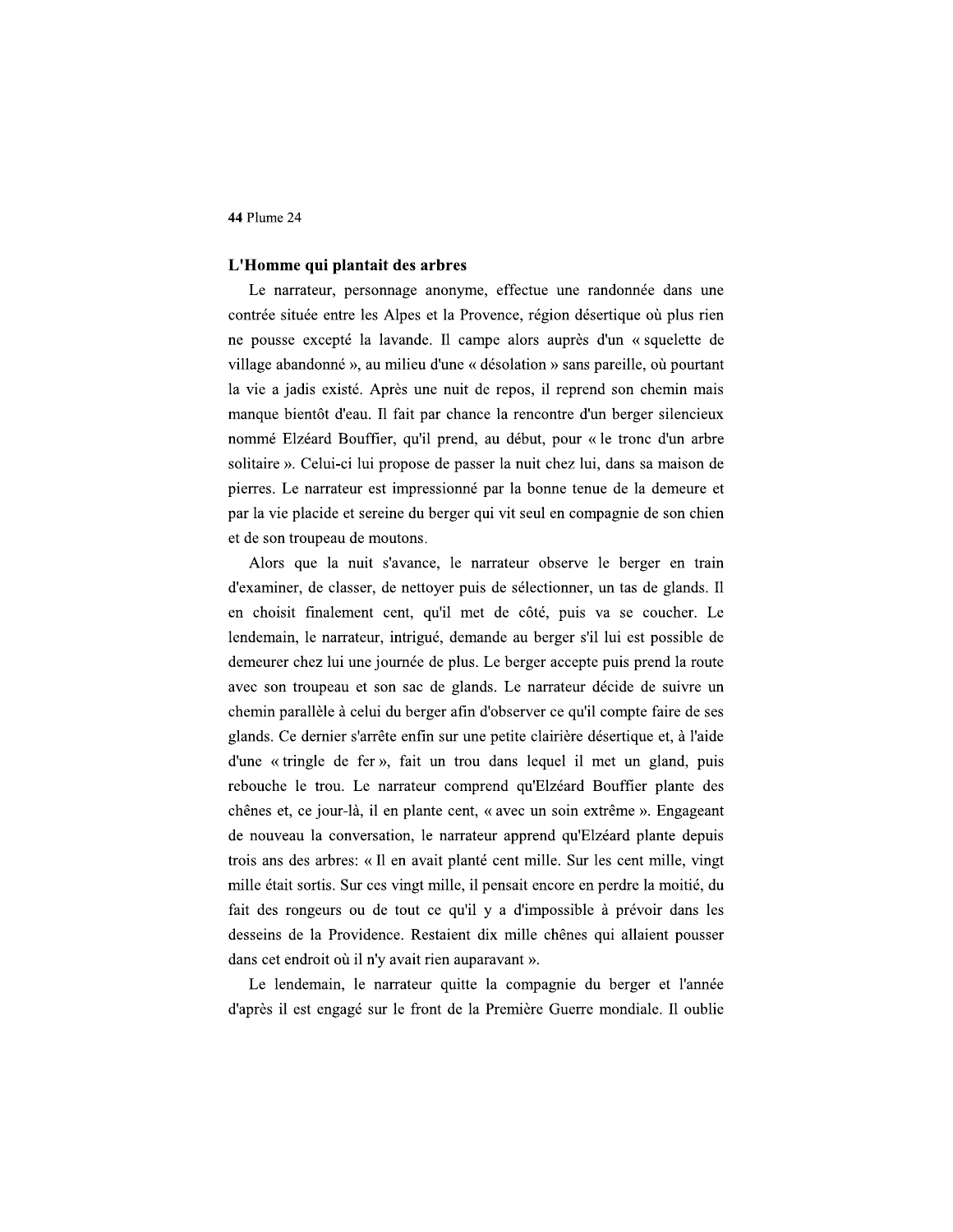## L'Homme qui plantait des arbres

Le narrateur, personnage anonyme, effectue une randonnée dans une contrée située entre les Alpes et la Provence, région désertique où plus rien ne pousse excepté la lavande. Il campe alors auprès d'un « squelette de village abandonné », au milieu d'une « désolation » sans pareille, où pourtant la vie a jadis existé. Après une nuit de repos, il reprend son chemin mais manque bientôt d'eau. Il fait par chance la rencontre d'un berger silencieux nommé Elzéard Bouffier, qu'il prend, au début, pour « le tronc d'un arbre solitaire ». Celui-ci lui propose de passer la nuit chez lui, dans sa maison de pierres. Le narrateur est impressionné par la bonne tenue de la demeure et par la vie placide et sereine du berger qui vit seul en compagnie de son chien et de son troupeau de moutons.

Alors que la nuit s'avance, le narrateur observe le berger en train d'examiner, de classer, de nettoyer puis de sélectionner, un tas de glands. Il en choisit finalement cent, qu'il met de côté, puis va se coucher. Le lendemain, le narrateur, intrigué, demande au berger s'il lui est possible de demeurer chez lui une journée de plus. Le berger accepte puis prend la route avec son troupeau et son sac de glands. Le narrateur décide de suivre un chemin parallèle à celui du berger afin d'observer ce qu'il compte faire de ses glands. Ce dernier s'arrête enfin sur une petite clairière désertique et, à l'aide d'une « tringle de fer », fait un trou dans lequel il met un gland, puis rebouche le trou. Le narrateur comprend qu'Elzéard Bouffier plante des chênes et, ce jour-là, il en plante cent, « avec un soin extrême ». Engageant de nouveau la conversation, le narrateur apprend qu'Elzéard plante depuis trois ans des arbres: « Il en avait planté cent mille. Sur les cent mille, vingt mille était sortis. Sur ces vingt mille, il pensait encore en perdre la moitié, du fait des rongeurs ou de tout ce qu'il y a d'impossible à prévoir dans les desseins de la Providence. Restaient dix mille chênes qui allaient pousser dans cet endroit où il n'y avait rien auparavant ».

Le lendemain, le narrateur quitte la compagnie du berger et l'année d'après il est engagé sur le front de la Première Guerre mondiale. Il oublie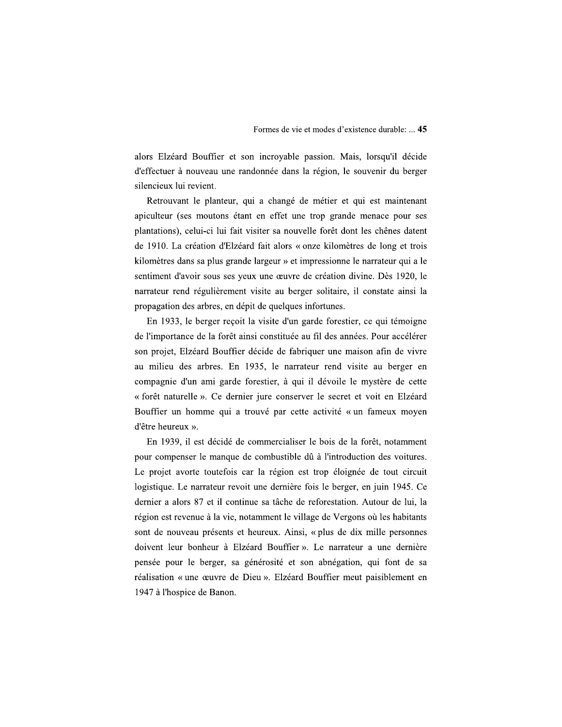alors Elzéard Bouffier et son incroyable passion. Mais, lorsqu'il décide d'effectuer à nouveau une randonnée dans la région, le souvenir du berger silencieux lui revient.

Retrouvant le planteur, qui a changé de métier et qui est maintenant apiculteur (ses moutons étant en effet une trop grande menace pour ses plantations), celui-ci lui fait visiter sa nouvelle forêt dont les chênes datent de 1910. La création d'Elzéard fait alors « onze kilomètres de long et trois kilomètres dans sa plus grande largeur » et impressionne le narrateur qui a le sentiment d'avoir sous ses yeux une œuvre de création divine. Dès 1920, le narrateur rend régulièrement visite au berger solitaire, il constate ainsi la propagation des arbres, en dépit de quelques infortunes.

En 1933, le berger reçoit la visite d'un garde forestier, ce qui témoigne de l'importance de la forêt ainsi constituée au fil des années. Pour accélérer son projet, Elzéard Bouffier décide de fabriquer une maison afin de vivre au milieu des arbres. En 1935, le narrateur rend visite au berger en compagnie d'un ami garde forestier, à qui il dévoile le mystère de cette « forêt naturelle ». Ce dernier jure conserver le secret et voit en Elzéard Bouffier un homme qui a trouvé par cette activité « un fameux moyen d'être heureux ».

En 1939, il est décidé de commercialiser le bois de la forêt, notamment pour compenser le manque de combustible dû à l'introduction des voitures. Le projet avorte toutefois car la région est trop éloignée de tout circuit logistique. Le narrateur revoit une dernière fois le berger, en juin 1945. Ce dernier a alors 87 et il continue sa tâche de reforestation. Autour de lui, la région est revenue à la vie, notamment le village de Vergons où les habitants sont de nouveau présents et heureux. Ainsi, « plus de dix mille personnes doivent leur bonheur à Elzéard Bouffier ». Le narrateur a une dernière pensée pour le berger, sa générosité et son abnégation, qui font de sa réalisation « une œuvre de Dieu ». Elzéard Bouffier meut paisiblement en 1947 à l'hospice de Banon.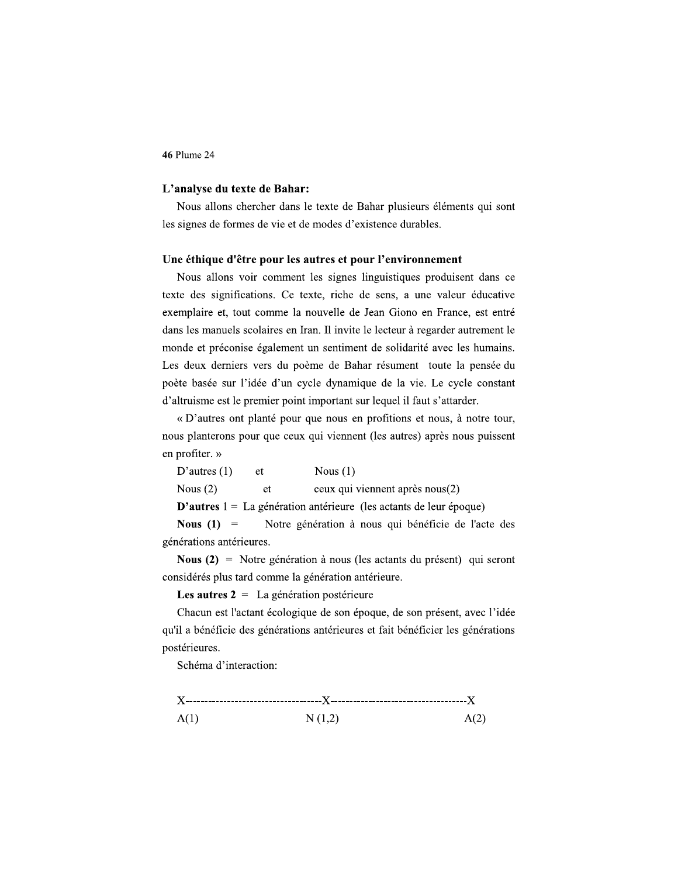## L'analyse du texte de Bahar:

Nous allons chercher dans le texte de Bahar plusieurs éléments qui sont les signes de formes de vie et de modes d'existence durables.

### Une éthique d'être pour les autres et pour l'environnement

Nous allons voir comment les signes linguistiques produisent dans ce texte des significations. Ce texte, riche de sens, a une valeur éducative exemplaire et, tout comme la nouvelle de Jean Giono en France, est entré dans les manuels scolaires en Iran. Il invite le lecteur à regarder autrement le monde et préconise également un sentiment de solidarité avec les humains. Les deux derniers vers du poème de Bahar résument toute la pensée du poète basée sur l'idée d'un cycle dynamique de la vie. Le cycle constant d'altruisme est le premier point important sur lequel il faut s'attarder.

« D'autres ont planté pour que nous en profitions et nous, à notre tour, nous planterons pour que ceux qui viennent (les autres) après nous puissent en profiter. »

D'autres (1) et Nous (1)

Nous (2) et ceux qui viennent après nous(2)

**D'autres** 1 = La génération antérieure (les actants de leur époque)

**Nous (1)** = Notre génération à nous qui bénéficie de l'acte des générations antérieures.

**Nous (2)** = Notre génération à nous (les actants du présent) qui seront considérés plus tard comme la génération antérieure.

**Les autres 2** = La génération postérieure

Chacun est l'actant écologique de son époque, de son présent, avec l'idée qu'il a bénéficie des générations antérieures et fait bénéficier les générations postérieures.

Schéma d'interaction:

```
X-----------------------------------X-----------------------------------X
A(1)                             N (1,2)                              A(2)
```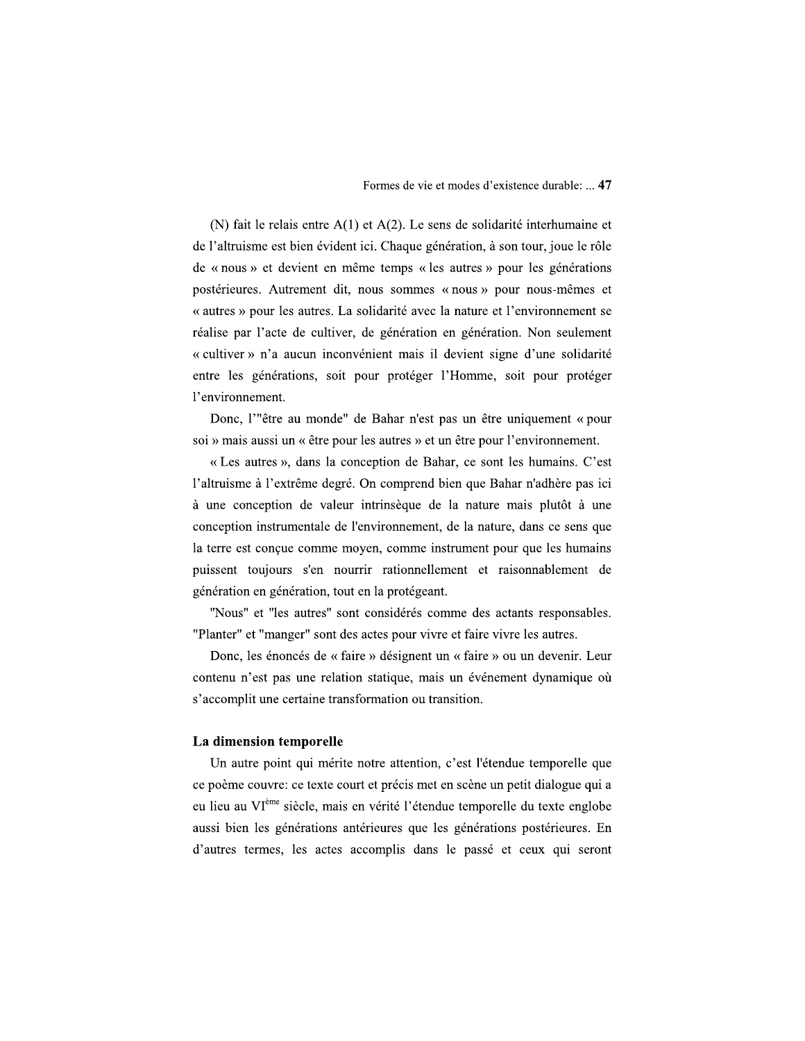(N) fait le relais entre A(1) et A(2). Le sens de solidarité interhumaine et de l'altruisme est bien évident ici. Chaque génération, à son tour, joue le rôle de « nous » et devient en même temps « les autres » pour les générations postérieures. Autrement dit, nous sommes « nous » pour nous-mêmes et « autres » pour les autres. La solidarité avec la nature et l'environnement se réalise par l'acte de cultiver, de génération en génération. Non seulement « cultiver » n'a aucun inconvénient mais il devient signe d'une solidarité entre les générations, soit pour protéger l'Homme, soit pour protéger l'environnement.

Donc, l'"être au monde" de Bahar n'est pas un être uniquement « pour soi » mais aussi un « être pour les autres » et un être pour l'environnement.

« Les autres », dans la conception de Bahar, ce sont les humains. C'est l'altruisme à l'extrême degré. On comprend bien que Bahar n'adhère pas ici à une conception de valeur intrinsèque de la nature mais plutôt à une conception instrumentale de l'environnement, de la nature, dans ce sens que la terre est conçue comme moyen, comme instrument pour que les humains puissent toujours s'en nourrir rationnellement et raisonnablement de génération en génération, tout en la protégeant.

"Nous" et "les autres" sont considérés comme des actants responsables. "Planter" et "manger" sont des actes pour vivre et faire vivre les autres.

Donc, les énoncés de « faire » désignent un « faire » ou un devenir. Leur contenu n'est pas une relation statique, mais un événement dynamique où s'accomplit une certaine transformation ou transition.

### La dimension temporelle

Un autre point qui mérite notre attention, c'est l'étendue temporelle que ce poème couvre: ce texte court et précis met en scène un petit dialogue qui a eu lieu au VI$^{ème}$ siècle, mais en vérité l'étendue temporelle du texte englobe aussi bien les générations antérieures que les générations postérieures. En d'autres termes, les actes accomplis dans le passé et ceux qui seront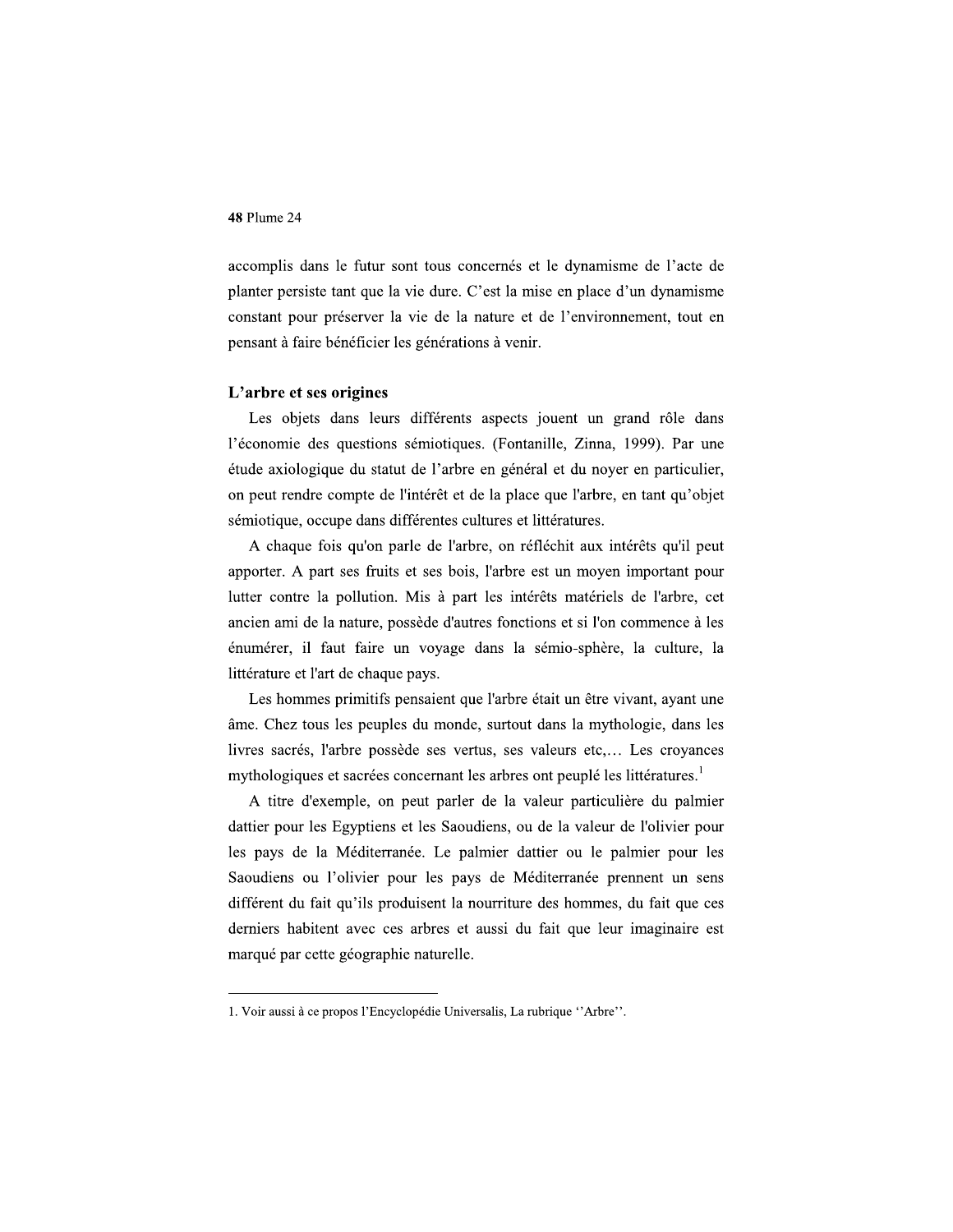accomplis dans le futur sont tous concernés et le dynamisme de l'acte de planter persiste tant que la vie dure. C'est la mise en place d'un dynamisme constant pour préserver la vie de la nature et de l'environnement, tout en pensant à faire bénéficier les générations à venir.

## L'arbre et ses origines

Les objets dans leurs différents aspects jouent un grand rôle dans l'économie des questions sémiotiques. (Fontanille, Zinna, 1999). Par une étude axiologique du statut de l'arbre en général et du noyer en particulier, on peut rendre compte de l'intérêt et de la place que l'arbre, en tant qu'objet sémiotique, occupe dans différentes cultures et littératures.

A chaque fois qu'on parle de l'arbre, on réfléchit aux intérêts qu'il peut apporter. A part ses fruits et ses bois, l'arbre est un moyen important pour lutter contre la pollution. Mis à part les intérêts matériels de l'arbre, cet ancien ami de la nature, possède d'autres fonctions et si l'on commence à les énumérer, il faut faire un voyage dans la sémio-sphère, la culture, la littérature et l'art de chaque pays.

Les hommes primitifs pensaient que l'arbre était un être vivant, ayant une âme. Chez tous les peuples du monde, surtout dans la mythologie, dans les livres sacrés, l'arbre possède ses vertus, ses valeurs etc,... Les croyances mythologiques et sacrées concernant les arbres ont peuplé les littératures.[1]

A titre d'exemple, on peut parler de la valeur particulière du palmier dattier pour les Egyptiens et les Saoudiens, ou de la valeur de l'olivier pour les pays de la Méditerranée. Le palmier dattier ou le palmier pour les Saoudiens ou l'olivier pour les pays de Méditerranée prennent un sens différent du fait qu'ils produisent la nourriture des hommes, du fait que ces derniers habitent avec ces arbres et aussi du fait que leur imaginaire est marqué par cette géographie naturelle.

---

1. Voir aussi à ce propos l'Encyclopédie Universalis, La rubrique ''Arbre''.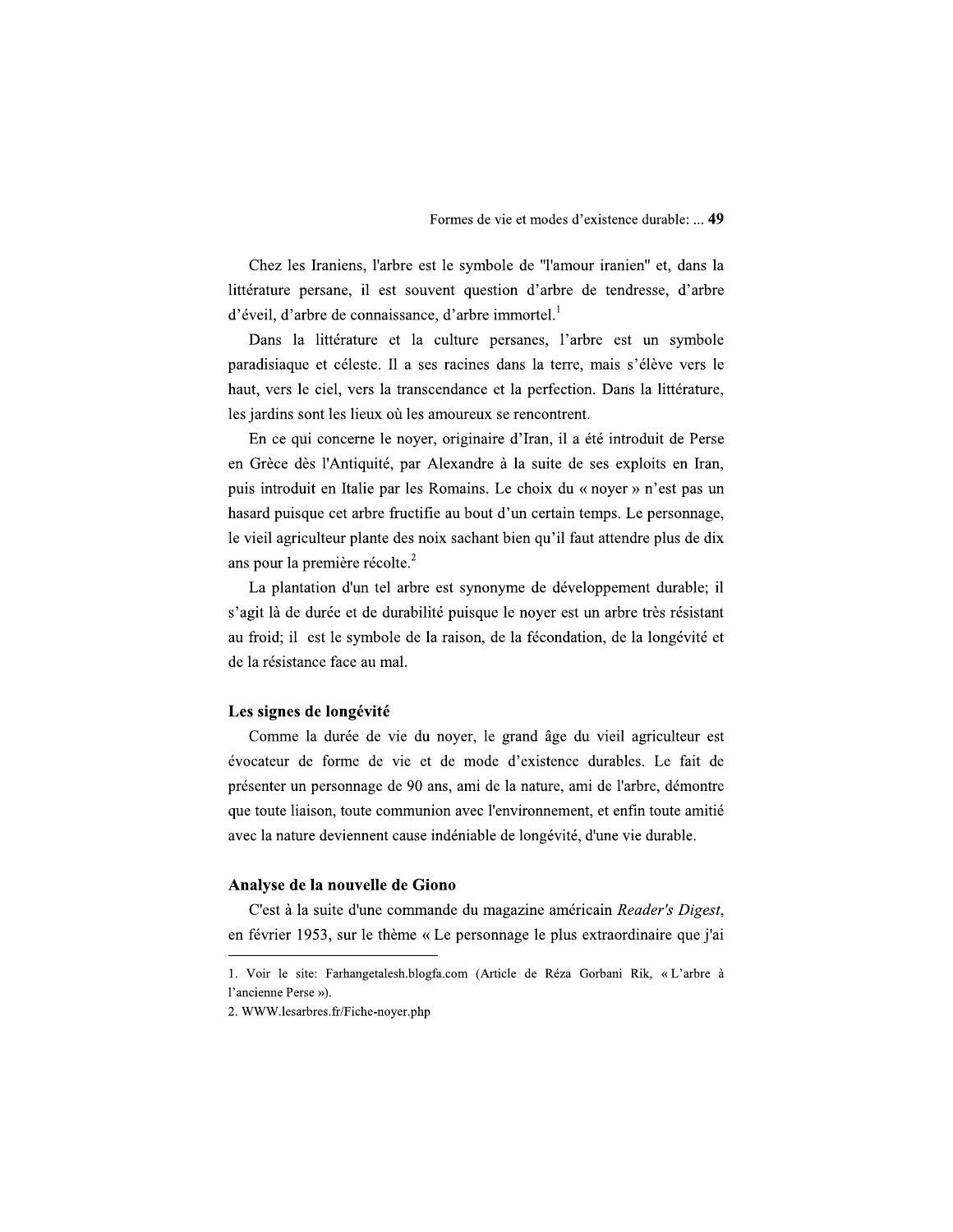Chez les Iraniens, l'arbre est le symbole de "l'amour iranien" et, dans la littérature persane, il est souvent question d'arbre de tendresse, d'arbre d'éveil, d'arbre de connaissance, d'arbre immortel.[1]

Dans la littérature et la culture persanes, l'arbre est un symbole paradisiaque et céleste. Il a ses racines dans la terre, mais s'élève vers le haut, vers le ciel, vers la transcendance et la perfection. Dans la littérature, les jardins sont les lieux où les amoureux se rencontrent.

En ce qui concerne le noyer, originaire d'Iran, il a été introduit de Perse en Grèce dès l'Antiquité, par Alexandre à la suite de ses exploits en Iran, puis introduit en Italie par les Romains. Le choix du « noyer » n'est pas un hasard puisque cet arbre fructifie au bout d'un certain temps. Le personnage, le vieil agriculteur plante des noix sachant bien qu'il faut attendre plus de dix ans pour la première récolte.[2]

La plantation d'un tel arbre est synonyme de développement durable; il s'agit là de durée et de durabilité puisque le noyer est un arbre très résistant au froid; il est le symbole de la raison, de la fécondation, de la longévité et de la résistance face au mal.

### Les signes de longévité

Comme la durée de vie du noyer, le grand âge du vieil agriculteur est évocateur de forme de vie et de mode d'existence durables. Le fait de présenter un personnage de 90 ans, ami de la nature, ami de l'arbre, démontre que toute liaison, toute communion avec l'environnement, et enfin toute amitié avec la nature deviennent cause indéniable de longévité, d'une vie durable.

### Analyse de la nouvelle de Giono

C'est à la suite d'une commande du magazine américain *Reader's Digest*, en février 1953, sur le thème « Le personnage le plus extraordinaire que j'ai

---

1. Voir le site: Farhangetalesh.blogfa.com (Article de Réza Gorbani Rik, « L'arbre à l'ancienne Perse »).

2. WWW.lesarbres.fr/Fiche-noyer.php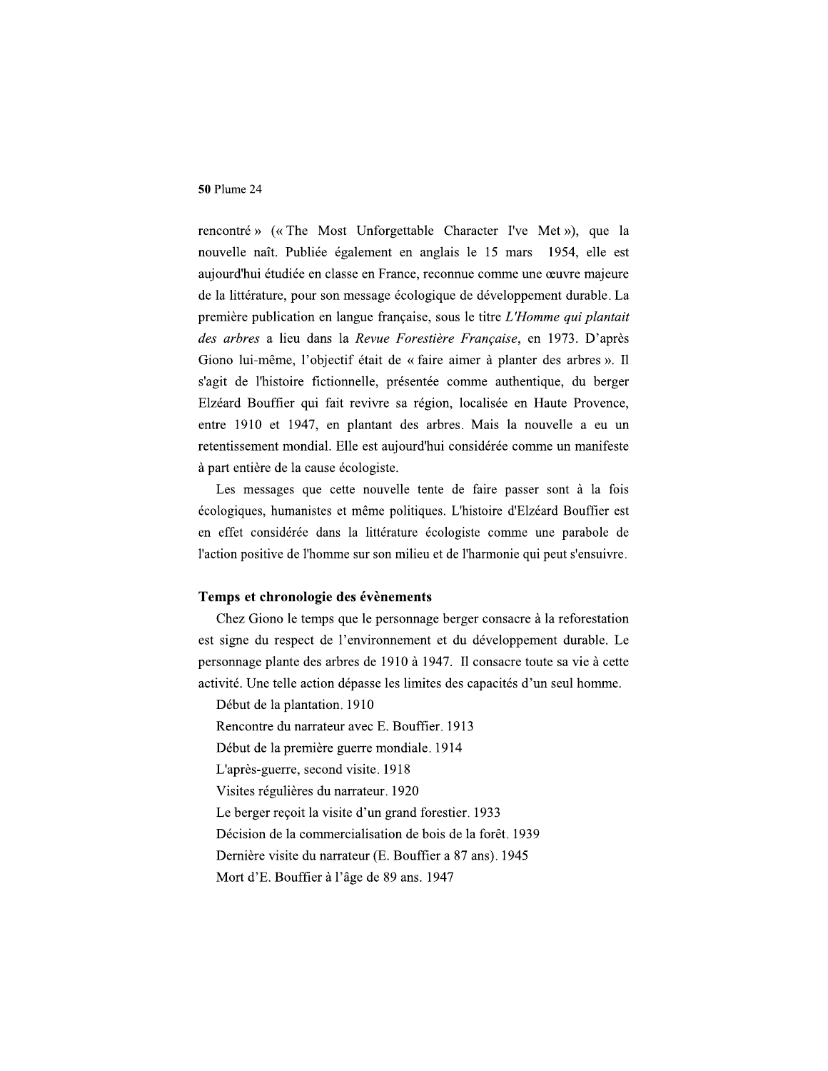rencontré » (« The Most Unforgettable Character I've Met »), que la nouvelle naît. Publiée également en anglais le 15 mars 1954, elle est aujourd'hui étudiée en classe en France, reconnue comme une œuvre majeure de la littérature, pour son message écologique de développement durable. La première publication en langue française, sous le titre *L'Homme qui plantait des arbres* a lieu dans la *Revue Forestière Française*, en 1973. D'après Giono lui-même, l'objectif était de « faire aimer à planter des arbres ». Il s'agit de l'histoire fictionnelle, présentée comme authentique, du berger Elzéard Bouffier qui fait revivre sa région, localisée en Haute Provence, entre 1910 et 1947, en plantant des arbres. Mais la nouvelle a eu un retentissement mondial. Elle est aujourd'hui considérée comme un manifeste à part entière de la cause écologiste.

Les messages que cette nouvelle tente de faire passer sont à la fois écologiques, humanistes et même politiques. L'histoire d'Elzéard Bouffier est en effet considérée dans la littérature écologiste comme une parabole de l'action positive de l'homme sur son milieu et de l'harmonie qui peut s'ensuivre.

### Temps et chronologie des évènements

Chez Giono le temps que le personnage berger consacre à la reforestation est signe du respect de l'environnement et du développement durable. Le personnage plante des arbres de 1910 à 1947. Il consacre toute sa vie à cette activité. Une telle action dépasse les limites des capacités d'un seul homme.

Début de la plantation. 1910

Rencontre du narrateur avec E. Bouffier. 1913

Début de la première guerre mondiale. 1914

L'après-guerre, second visite. 1918

Visites régulières du narrateur. 1920

Le berger reçoit la visite d'un grand forestier. 1933

Décision de la commercialisation de bois de la forêt. 1939

Dernière visite du narrateur (E. Bouffier a 87 ans). 1945

Mort d'E. Bouffier à l'âge de 89 ans. 1947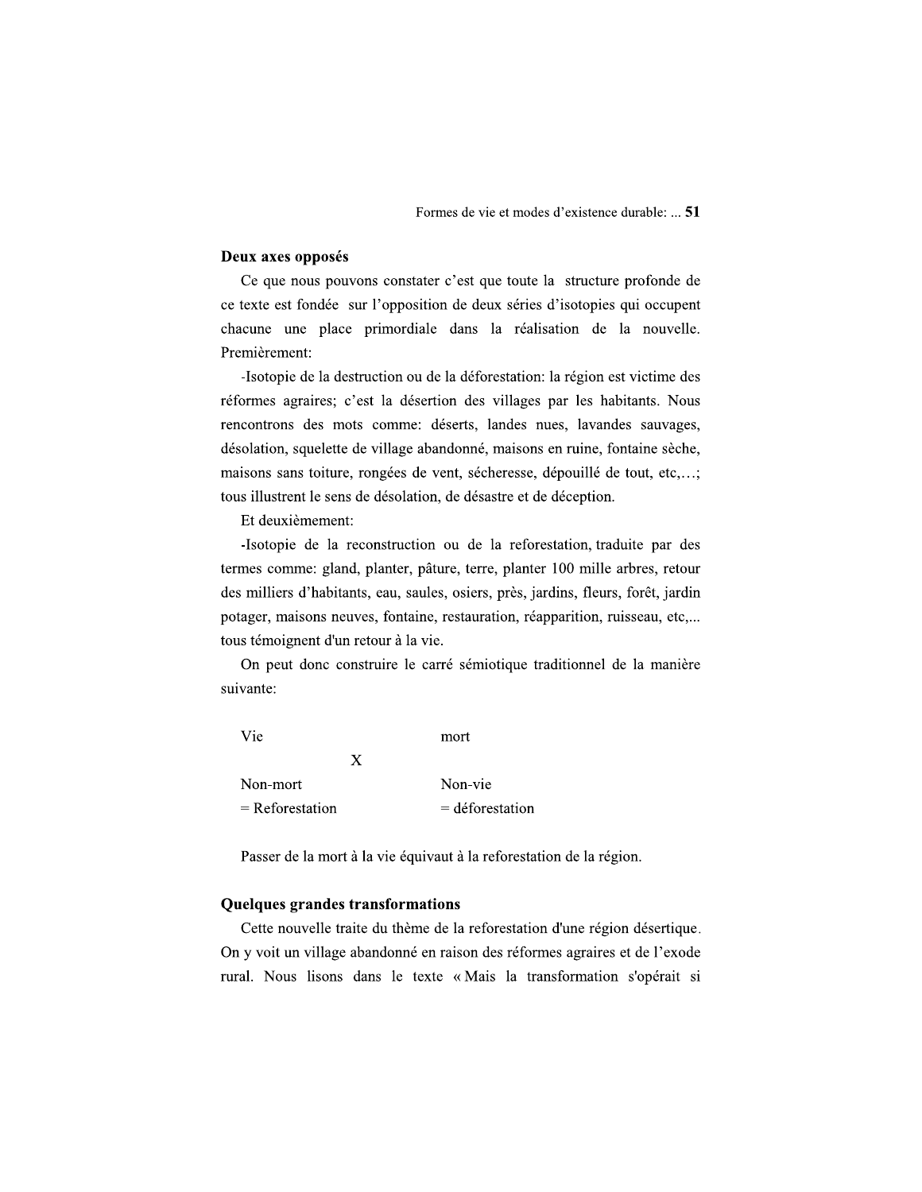### Deux axes opposés

Ce que nous pouvons constater c'est que toute la structure profonde de ce texte est fondée sur l'opposition de deux séries d'isotopies qui occupent chacune une place primordiale dans la réalisation de la nouvelle. Premièrement:

-Isotopie de la destruction ou de la déforestation: la région est victime des réformes agraires; c'est la désertion des villages par les habitants. Nous rencontrons des mots comme: déserts, landes nues, lavandes sauvages, désolation, squelette de village abandonné, maisons en ruine, fontaine sèche, maisons sans toiture, rongées de vent, sécheresse, dépouillé de tout, etc,…; tous illustrent le sens de désolation, de désastre et de déception.

Et deuxièmement:

-Isotopie de la reconstruction ou de la reforestation, traduite par des termes comme: gland, planter, pâture, terre, planter 100 mille arbres, retour des milliers d'habitants, eau, saules, osiers, près, jardins, fleurs, forêt, jardin potager, maisons neuves, fontaine, restauration, réapparition, ruisseau, etc,... tous témoignent d'un retour à la vie.

On peut donc construire le carré sémiotique traditionnel de la manière suivante:

| Vie | | mort |
|---|---|---|
| | X | |
| Non-mort | | Non-vie |
| = Reforestation | | = déforestation |

Passer de la mort à la vie équivaut à la reforestation de la région.

### Quelques grandes transformations

Cette nouvelle traite du thème de la reforestation d'une région désertique. On y voit un village abandonné en raison des réformes agraires et de l'exode rural. Nous lisons dans le texte « Mais la transformation s'opérait si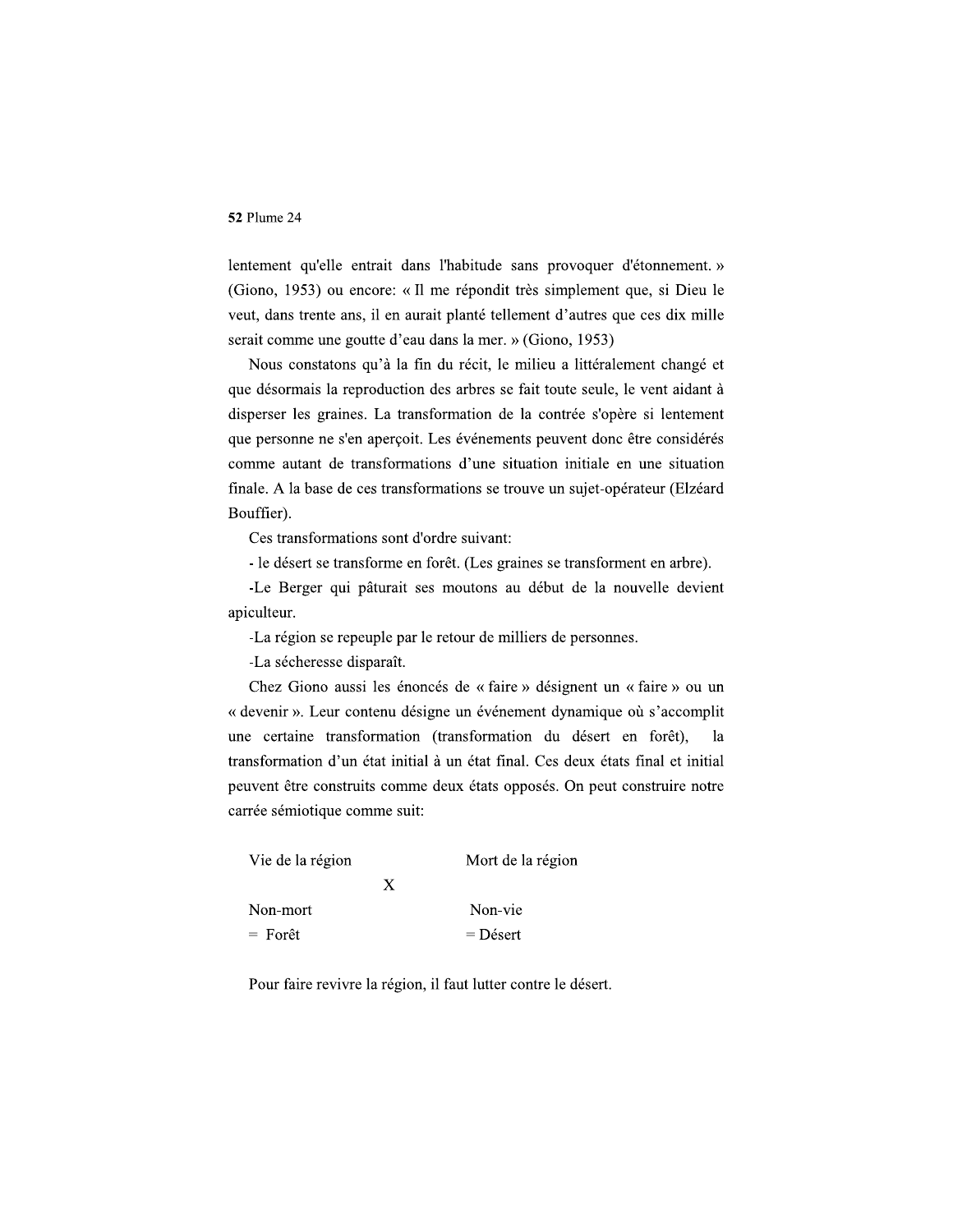lentement qu'elle entrait dans l'habitude sans provoquer d'étonnement. » (Giono, 1953) ou encore: « Il me répondit très simplement que, si Dieu le veut, dans trente ans, il en aurait planté tellement d'autres que ces dix mille serait comme une goutte d'eau dans la mer. » (Giono, 1953)

Nous constatons qu'à la fin du récit, le milieu a littéralement changé et que désormais la reproduction des arbres se fait toute seule, le vent aidant à disperser les graines. La transformation de la contrée s'opère si lentement que personne ne s'en aperçoit. Les événements peuvent donc être considérés comme autant de transformations d'une situation initiale en une situation finale. A la base de ces transformations se trouve un sujet-opérateur (Elzéard Bouffier).

Ces transformations sont d'ordre suivant:

- le désert se transforme en forêt. (Les graines se transforment en arbre).
- Le Berger qui pâturait ses moutons au début de la nouvelle devient apiculteur.
- La région se repeuple par le retour de milliers de personnes.
- La sécheresse disparaît.

Chez Giono aussi les énoncés de « faire » désignent un « faire » ou un « devenir ». Leur contenu désigne un événement dynamique où s'accomplit une certaine transformation (transformation du désert en forêt), la transformation d'un état initial à un état final. Ces deux états final et initial peuvent être construits comme deux états opposés. On peut construire notre carrée sémiotique comme suit:

| Vie de la région | | Mort de la région |
|---|---|---|
| | X | |
| Non-mort | | Non-vie |
| = Forêt | | = Désert |

Pour faire revivre la région, il faut lutter contre le désert.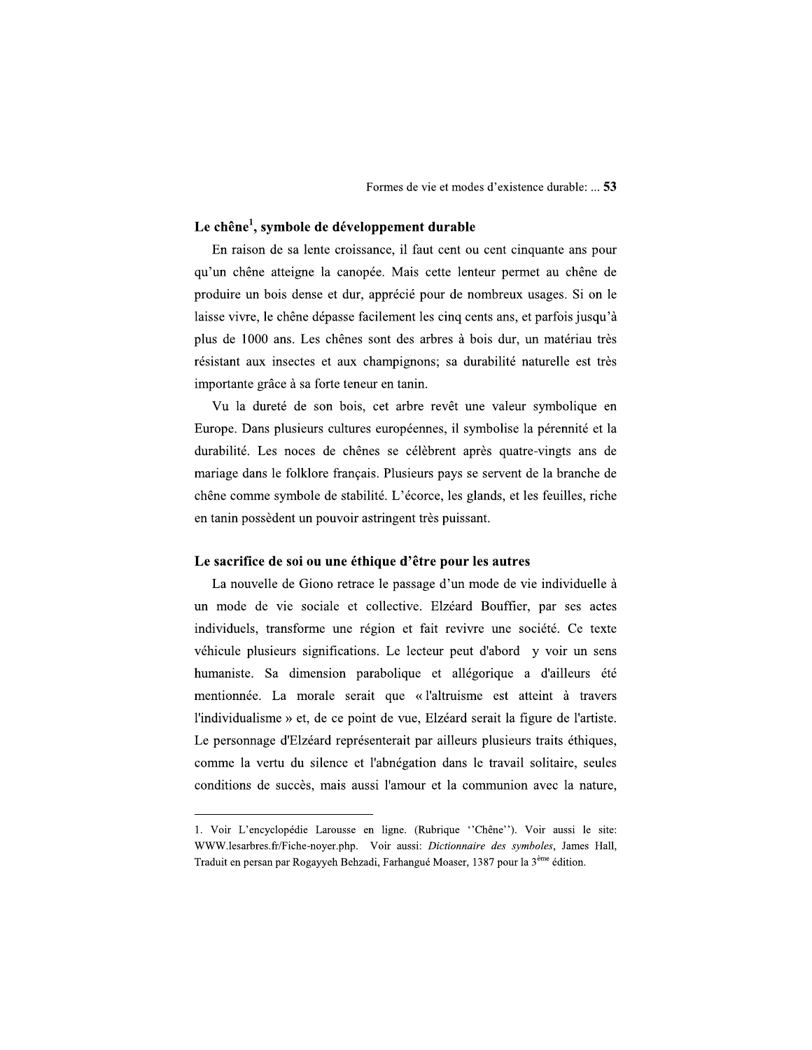## Le chêne[1], symbole de développement durable

En raison de sa lente croissance, il faut cent ou cent cinquante ans pour qu'un chêne atteigne la canopée. Mais cette lenteur permet au chêne de produire un bois dense et dur, apprécié pour de nombreux usages. Si on le laisse vivre, le chêne dépasse facilement les cinq cents ans, et parfois jusqu'à plus de 1000 ans. Les chênes sont des arbres à bois dur, un matériau très résistant aux insectes et aux champignons; sa durabilité naturelle est très importante grâce à sa forte teneur en tanin.

Vu la dureté de son bois, cet arbre revêt une valeur symbolique en Europe. Dans plusieurs cultures européennes, il symbolise la pérennité et la durabilité. Les noces de chênes se célèbrent après quatre-vingts ans de mariage dans le folklore français. Plusieurs pays se servent de la branche de chêne comme symbole de stabilité. L'écorce, les glands, et les feuilles, riche en tanin possèdent un pouvoir astringent très puissant.

## Le sacrifice de soi ou une éthique d'être pour les autres

La nouvelle de Giono retrace le passage d'un mode de vie individuelle à un mode de vie sociale et collective. Elzéard Bouffier, par ses actes individuels, transforme une région et fait revivre une société. Ce texte véhicule plusieurs significations. Le lecteur peut d'abord y voir un sens humaniste. Sa dimension parabolique et allégorique a d'ailleurs été mentionnée. La morale serait que « l'altruisme est atteint à travers l'individualisme » et, de ce point de vue, Elzéard serait la figure de l'artiste. Le personnage d'Elzéard représenterait par ailleurs plusieurs traits éthiques, comme la vertu du silence et l'abnégation dans le travail solitaire, seules conditions de succès, mais aussi l'amour et la communion avec la nature,

---

1. Voir L'encyclopédie Larousse en ligne. (Rubrique ''Chêne''). Voir aussi le site: WWW.lesarbres.fr/Fiche-noyer.php. Voir aussi: *Dictionnaire des symboles*, James Hall, Traduit en persan par Rogayyeh Behzadi, Farhangué Moaser, 1387 pour la 3ème édition.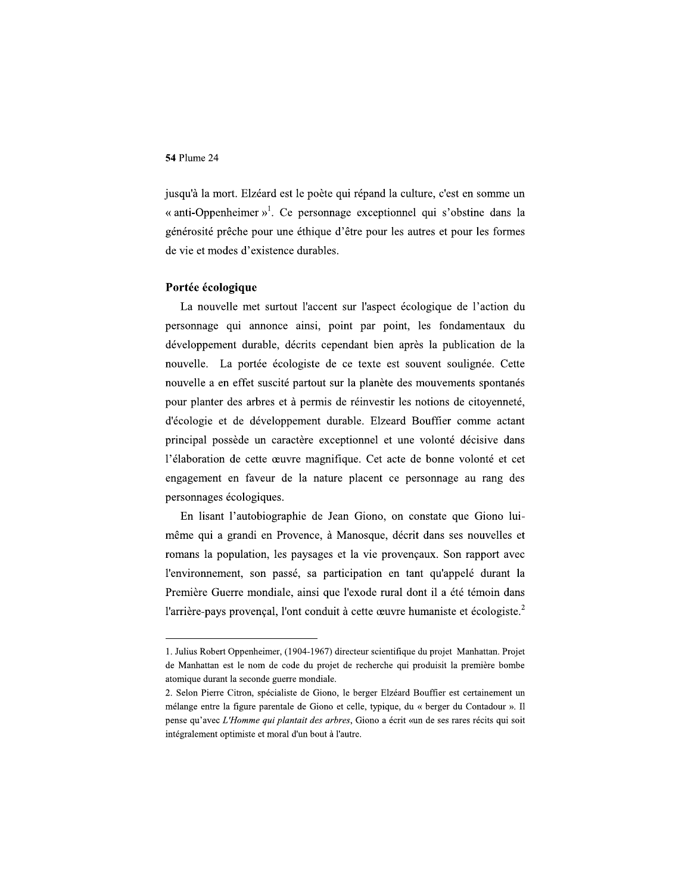jusqu'à la mort. Elzéard est le poète qui répand la culture, c'est en somme un « anti-Oppenheimer »[1]. Ce personnage exceptionnel qui s'obstine dans la générosité prêche pour une éthique d'être pour les autres et pour les formes de vie et modes d'existence durables.

**Portée écologique**

La nouvelle met surtout l'accent sur l'aspect écologique de l'action du personnage qui annonce ainsi, point par point, les fondamentaux du développement durable, décrits cependant bien après la publication de la nouvelle. La portée écologiste de ce texte est souvent soulignée. Cette nouvelle a en effet suscité partout sur la planète des mouvements spontanés pour planter des arbres et à permis de réinvestir les notions de citoyenneté, d'écologie et de développement durable. Elzeard Bouffier comme actant principal possède un caractère exceptionnel et une volonté décisive dans l'élaboration de cette œuvre magnifique. Cet acte de bonne volonté et cet engagement en faveur de la nature placent ce personnage au rang des personnages écologiques.

En lisant l'autobiographie de Jean Giono, on constate que Giono lui-même qui a grandi en Provence, à Manosque, décrit dans ses nouvelles et romans la population, les paysages et la vie provençaux. Son rapport avec l'environnement, son passé, sa participation en tant qu'appelé durant la Première Guerre mondiale, ainsi que l'exode rural dont il a été témoin dans l'arrière-pays provençal, l'ont conduit à cette œuvre humaniste et écologiste.[2]

---

1. Julius Robert Oppenheimer, (1904-1967) directeur scientifique du projet Manhattan. Projet de Manhattan est le nom de code du projet de recherche qui produisit la première bombe atomique durant la seconde guerre mondiale.

2. Selon Pierre Citron, spécialiste de Giono, le berger Elzéard Bouffier est certainement un mélange entre la figure parentale de Giono et celle, typique, du « berger du Contadour ». Il pense qu'avec *L'Homme qui plantait des arbres*, Giono a écrit «un de ses rares récits qui soit intégralement optimiste et moral d'un bout à l'autre.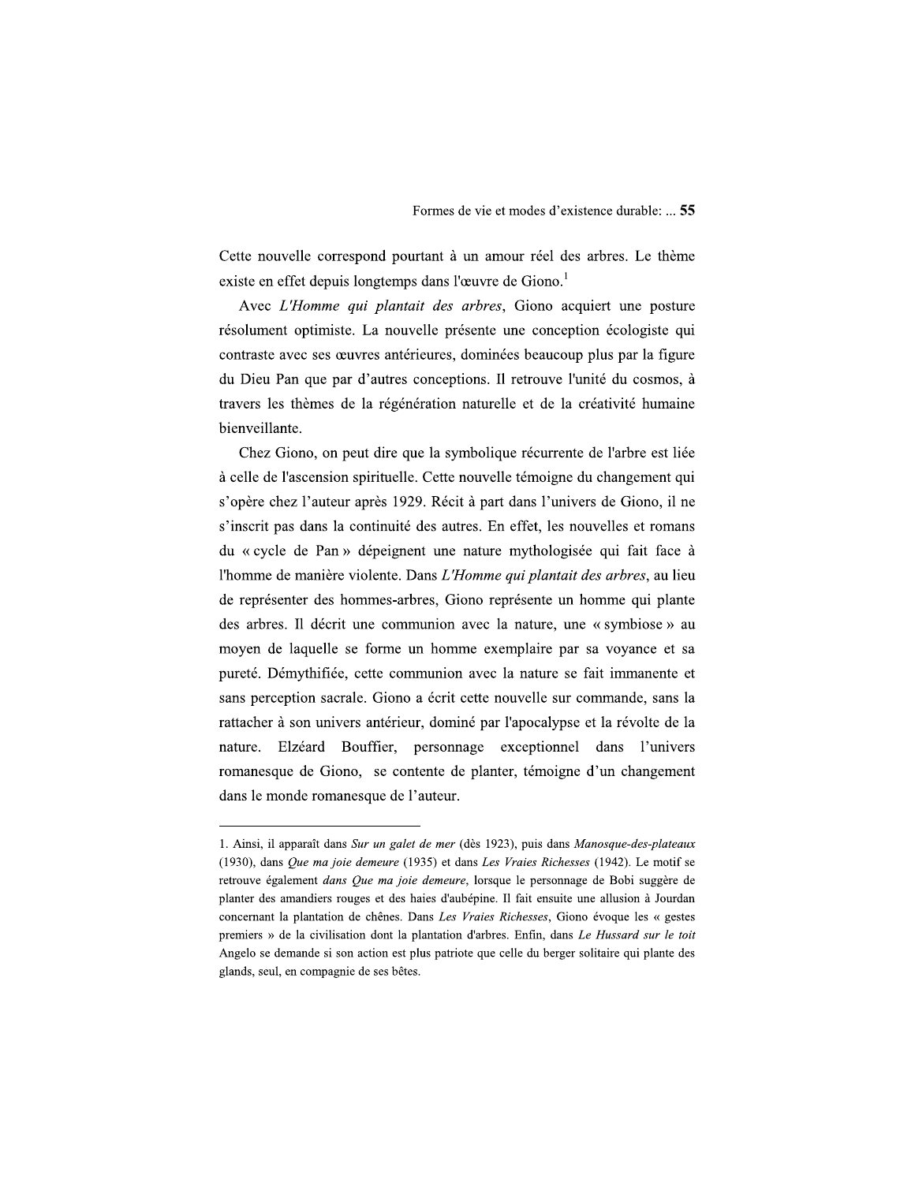Cette nouvelle correspond pourtant à un amour réel des arbres. Le thème existe en effet depuis longtemps dans l'œuvre de Giono.[1]

Avec *L'Homme qui plantait des arbres*, Giono acquiert une posture résolument optimiste. La nouvelle présente une conception écologiste qui contraste avec ses œuvres antérieures, dominées beaucoup plus par la figure du Dieu Pan que par d'autres conceptions. Il retrouve l'unité du cosmos, à travers les thèmes de la régénération naturelle et de la créativité humaine bienveillante.

Chez Giono, on peut dire que la symbolique récurrente de l'arbre est liée à celle de l'ascension spirituelle. Cette nouvelle témoigne du changement qui s'opère chez l'auteur après 1929. Récit à part dans l'univers de Giono, il ne s'inscrit pas dans la continuité des autres. En effet, les nouvelles et romans du « cycle de Pan » dépeignent une nature mythologisée qui fait face à l'homme de manière violente. Dans *L'Homme qui plantait des arbres*, au lieu de représenter des hommes-arbres, Giono représente un homme qui plante des arbres. Il décrit une communion avec la nature, une « symbiose » au moyen de laquelle se forme un homme exemplaire par sa voyance et sa pureté. Démythifiée, cette communion avec la nature se fait immanente et sans perception sacrale. Giono a écrit cette nouvelle sur commande, sans la rattacher à son univers antérieur, dominé par l'apocalypse et la révolte de la nature. Elzéard Bouffier, personnage exceptionnel dans l'univers romanesque de Giono, se contente de planter, témoigne d'un changement dans le monde romanesque de l'auteur.

---

1. Ainsi, il apparaît dans *Sur un galet de mer* (dès 1923), puis dans *Manosque-des-plateaux* (1930), dans *Que ma joie demeure* (1935) et dans *Les Vraies Richesses* (1942). Le motif se retrouve également *dans Que ma joie demeure*, lorsque le personnage de Bobi suggère de planter des amandiers rouges et des haies d'aubépine. Il fait ensuite une allusion à Jourdan concernant la plantation de chênes. Dans *Les Vraies Richesses*, Giono évoque les « gestes premiers » de la civilisation dont la plantation d'arbres. Enfin, dans *Le Hussard sur le toit* Angelo se demande si son action est plus patriote que celle du berger solitaire qui plante des glands, seul, en compagnie de ses bêtes.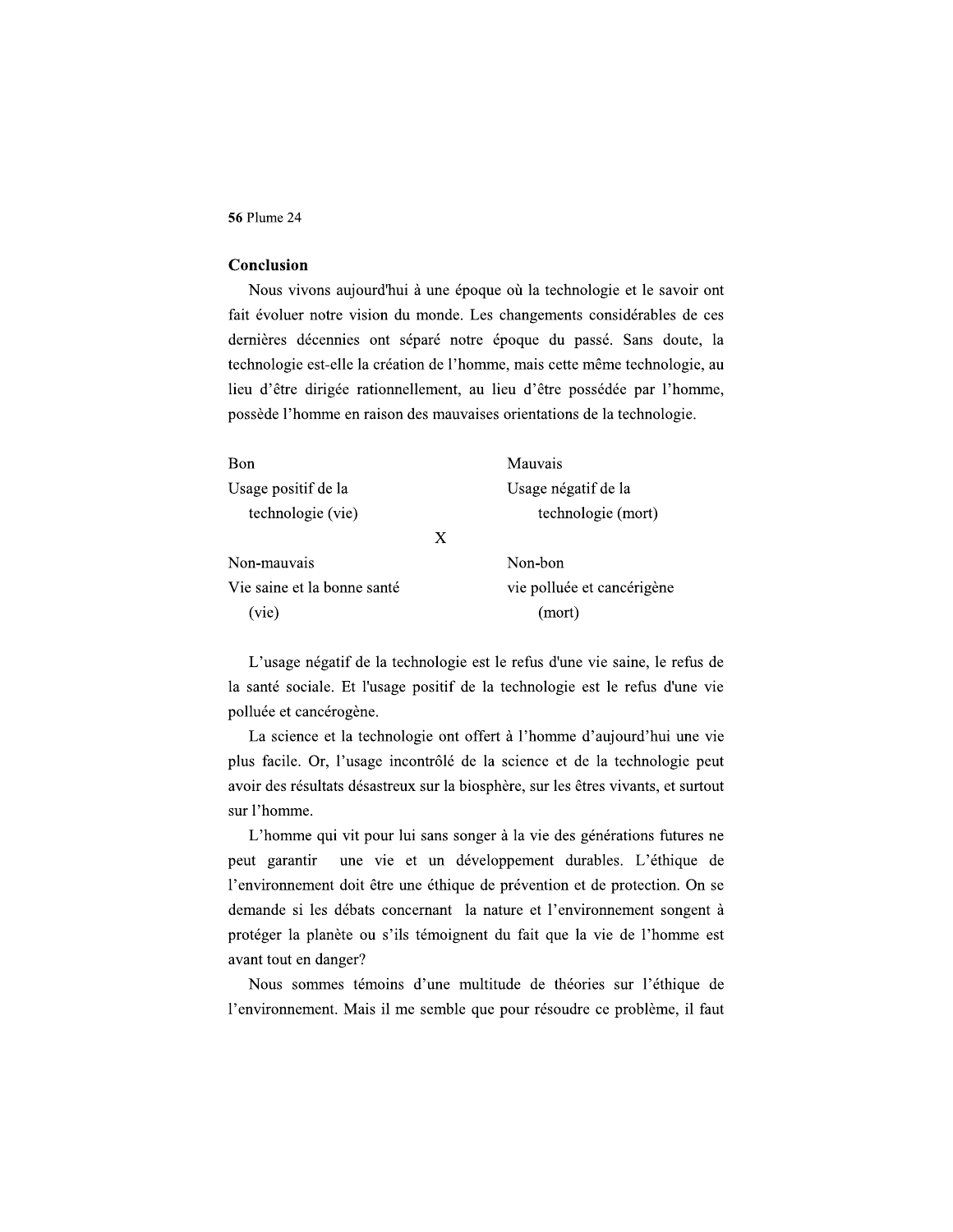## Conclusion

Nous vivons aujourd'hui à une époque où la technologie et le savoir ont fait évoluer notre vision du monde. Les changements considérables de ces dernières décennies ont séparé notre époque du passé. Sans doute, la technologie est-elle la création de l'homme, mais cette même technologie, au lieu d'être dirigée rationnellement, au lieu d'être possédée par l'homme, possède l'homme en raison des mauvaises orientations de la technologie.

| Bon | | Mauvais |
|---|---|---|
| Usage positif de la technologie (vie) | | Usage négatif de la technologie (mort) |
| | X | |
| Non-mauvais | | Non-bon |
| Vie saine et la bonne santé (vie) | | vie polluée et cancérigène (mort) |

L'usage négatif de la technologie est le refus d'une vie saine, le refus de la santé sociale. Et l'usage positif de la technologie est le refus d'une vie polluée et cancérogène.

La science et la technologie ont offert à l'homme d'aujourd'hui une vie plus facile. Or, l'usage incontrôlé de la science et de la technologie peut avoir des résultats désastreux sur la biosphère, sur les êtres vivants, et surtout sur l'homme.

L'homme qui vit pour lui sans songer à la vie des générations futures ne peut garantir une vie et un développement durables. L'éthique de l'environnement doit être une éthique de prévention et de protection. On se demande si les débats concernant la nature et l'environnement songent à protéger la planète ou s'ils témoignent du fait que la vie de l'homme est avant tout en danger?

Nous sommes témoins d'une multitude de théories sur l'éthique de l'environnement. Mais il me semble que pour résoudre ce problème, il faut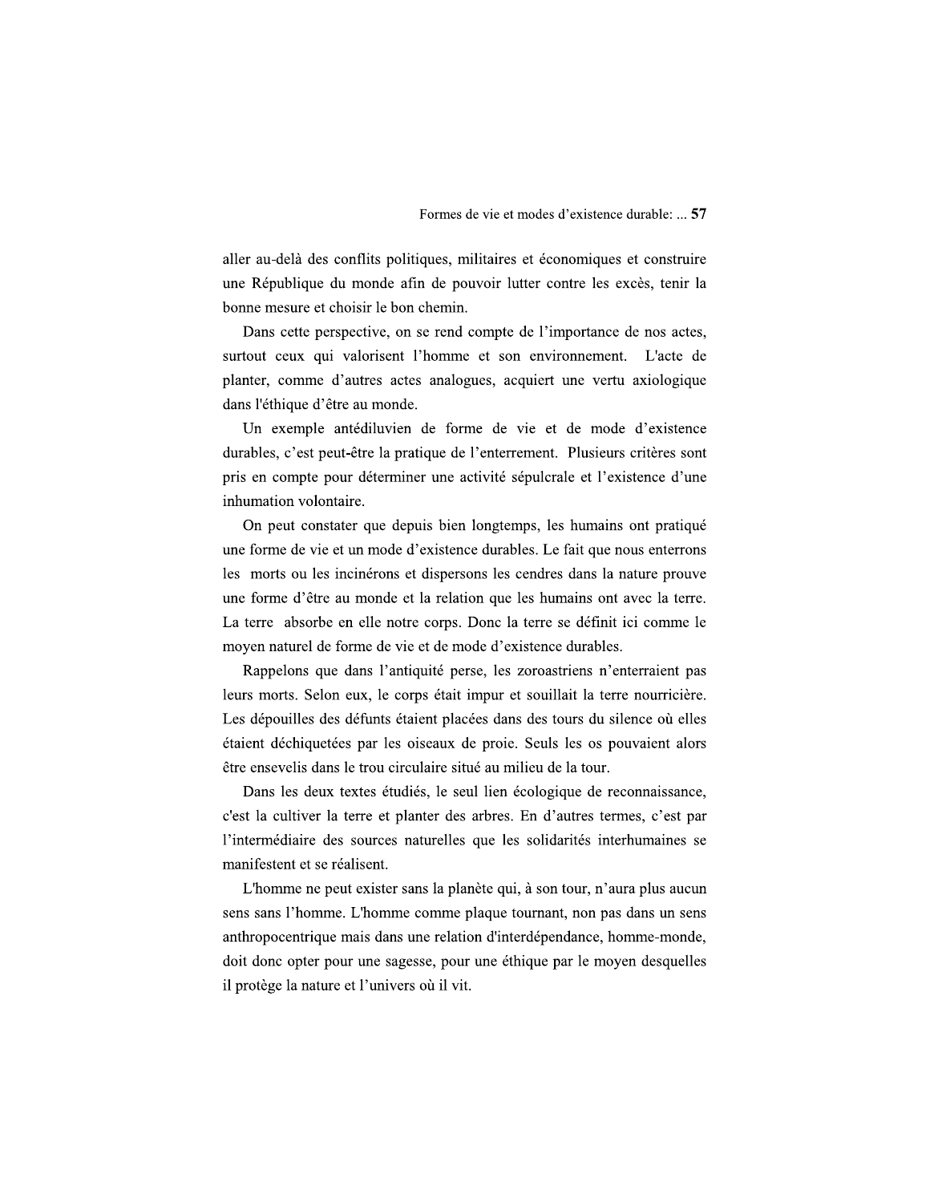aller au-delà des conflits politiques, militaires et économiques et construire une République du monde afin de pouvoir lutter contre les excès, tenir la bonne mesure et choisir le bon chemin.

Dans cette perspective, on se rend compte de l'importance de nos actes, surtout ceux qui valorisent l'homme et son environnement. L'acte de planter, comme d'autres actes analogues, acquiert une vertu axiologique dans l'éthique d'être au monde.

Un exemple antédiluvien de forme de vie et de mode d'existence durables, c'est peut-être la pratique de l'enterrement. Plusieurs critères sont pris en compte pour déterminer une activité sépulcrale et l'existence d'une inhumation volontaire.

On peut constater que depuis bien longtemps, les humains ont pratiqué une forme de vie et un mode d'existence durables. Le fait que nous enterrons les morts ou les incinérons et dispersons les cendres dans la nature prouve une forme d'être au monde et la relation que les humains ont avec la terre. La terre absorbe en elle notre corps. Donc la terre se définit ici comme le moyen naturel de forme de vie et de mode d'existence durables.

Rappelons que dans l'antiquité perse, les zoroastriens n'enterraient pas leurs morts. Selon eux, le corps était impur et souillait la terre nourricière. Les dépouilles des défunts étaient placées dans des tours du silence où elles étaient déchiquetées par les oiseaux de proie. Seuls les os pouvaient alors être ensevelis dans le trou circulaire situé au milieu de la tour.

Dans les deux textes étudiés, le seul lien écologique de reconnaissance, c'est la cultiver la terre et planter des arbres. En d'autres termes, c'est par l'intermédiaire des sources naturelles que les solidarités interhumaines se manifestent et se réalisent.

L'homme ne peut exister sans la planète qui, à son tour, n'aura plus aucun sens sans l'homme. L'homme comme plaque tournant, non pas dans un sens anthropocentrique mais dans une relation d'interdépendance, homme-monde, doit donc opter pour une sagesse, pour une éthique par le moyen desquelles il protège la nature et l'univers où il vit.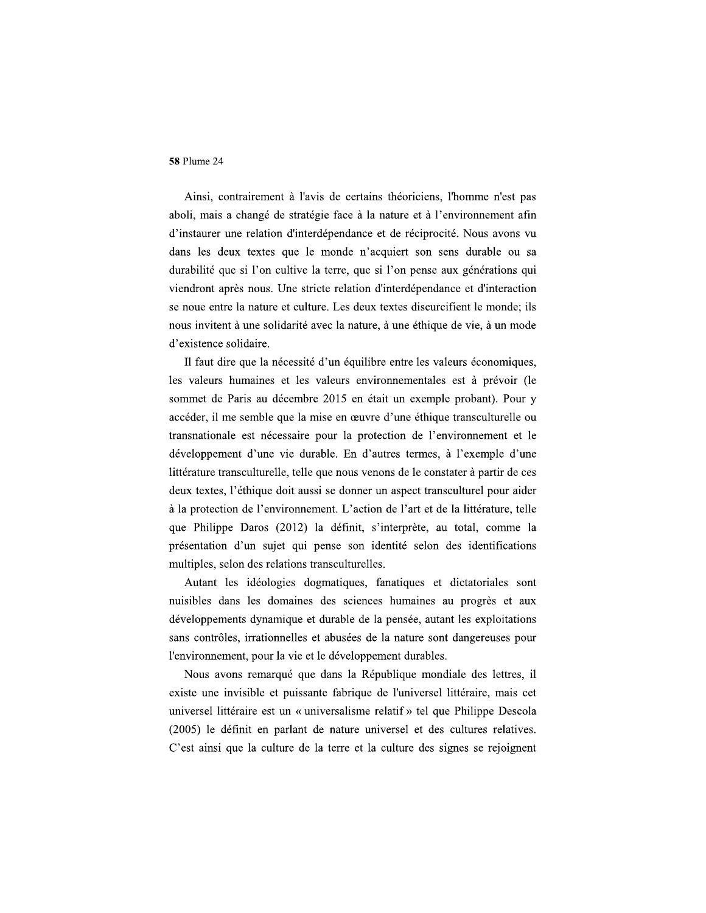Ainsi, contrairement à l'avis de certains théoriciens, l'homme n'est pas aboli, mais a changé de stratégie face à la nature et à l'environnement afin d'instaurer une relation d'interdépendance et de réciprocité. Nous avons vu dans les deux textes que le monde n'acquiert son sens durable ou sa durabilité que si l'on cultive la terre, que si l'on pense aux générations qui viendront après nous. Une stricte relation d'interdépendance et d'interaction se noue entre la nature et culture. Les deux textes discurcifient le monde; ils nous invitent à une solidarité avec la nature, à une éthique de vie, à un mode d'existence solidaire.

Il faut dire que la nécessité d'un équilibre entre les valeurs économiques, les valeurs humaines et les valeurs environnementales est à prévoir (le sommet de Paris au décembre 2015 en était un exemple probant). Pour y accéder, il me semble que la mise en œuvre d'une éthique transculturelle ou transnationale est nécessaire pour la protection de l'environnement et le développement d'une vie durable. En d'autres termes, à l'exemple d'une littérature transculturelle, telle que nous venons de le constater à partir de ces deux textes, l'éthique doit aussi se donner un aspect transculturel pour aider à la protection de l'environnement. L'action de l'art et de la littérature, telle que Philippe Daros (2012) la définit, s'interprète, au total, comme la présentation d'un sujet qui pense son identité selon des identifications multiples, selon des relations transculturelles.

Autant les idéologies dogmatiques, fanatiques et dictatoriales sont nuisibles dans les domaines des sciences humaines au progrès et aux développements dynamique et durable de la pensée, autant les exploitations sans contrôles, irrationnelles et abusées de la nature sont dangereuses pour l'environnement, pour la vie et le développement durables.

Nous avons remarqué que dans la République mondiale des lettres, il existe une invisible et puissante fabrique de l'universel littéraire, mais cet universel littéraire est un « universalisme relatif » tel que Philippe Descola (2005) le définit en parlant de nature universel et des cultures relatives. C'est ainsi que la culture de la terre et la culture des signes se rejoignent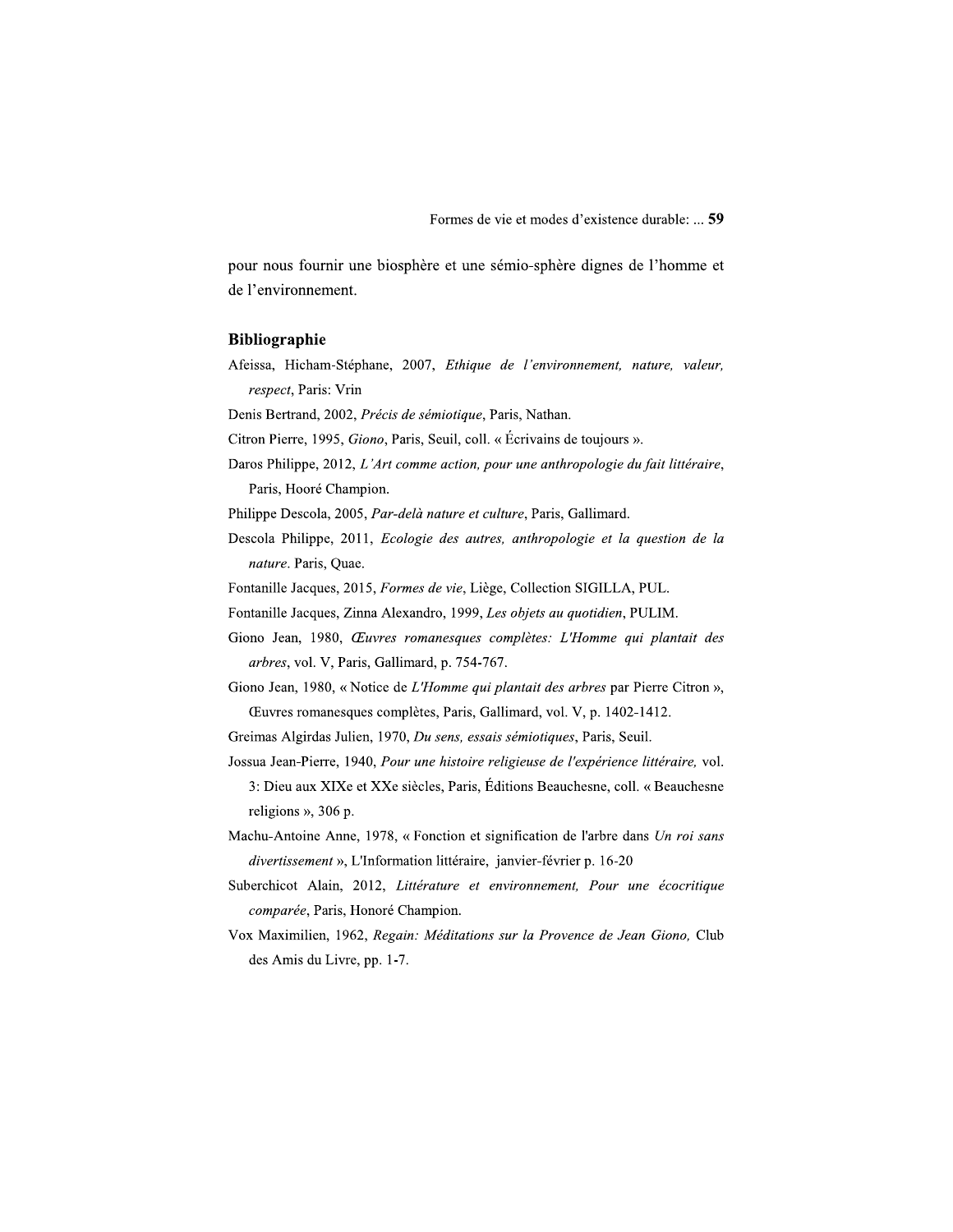pour nous fournir une biosphère et une sémio-sphère dignes de l'homme et de l'environnement.

## Bibliographie

Afeissa, Hicham-Stéphane, 2007, *Ethique de l'environnement, nature, valeur, respect*, Paris: Vrin

Denis Bertrand, 2002, *Précis de sémiotique*, Paris, Nathan.

Citron Pierre, 1995, *Giono*, Paris, Seuil, coll. « Écrivains de toujours ».

Daros Philippe, 2012, *L'Art comme action, pour une anthropologie du fait littéraire*, Paris, Hooré Champion.

Philippe Descola, 2005, *Par-delà nature et culture*, Paris, Gallimard.

Descola Philippe, 2011, *Ecologie des autres, anthropologie et la question de la nature*. Paris, Quae.

Fontanille Jacques, 2015, *Formes de vie*, Liège, Collection SIGILLA, PUL.

Fontanille Jacques, Zinna Alexandro, 1999, *Les objets au quotidien*, PULIM.

Giono Jean, 1980, *Œuvres romanesques complètes: L'Homme qui plantait des arbres*, vol. V, Paris, Gallimard, p. 754-767.

Giono Jean, 1980, « Notice de *L'Homme qui plantait des arbres* par Pierre Citron », Œuvres romanesques complètes, Paris, Gallimard, vol. V, p. 1402-1412.

Greimas Algirdas Julien, 1970, *Du sens, essais sémiotiques*, Paris, Seuil.

Jossua Jean-Pierre, 1940, *Pour une histoire religieuse de l'expérience littéraire,* vol. 3: Dieu aux XIXe et XXe siècles, Paris, Éditions Beauchesne, coll. « Beauchesne religions », 306 p.

Machu-Antoine Anne, 1978, « Fonction et signification de l'arbre dans *Un roi sans divertissement* », L'Information littéraire, janvier-février p. 16-20

Suberchicot Alain, 2012, *Littérature et environnement, Pour une écocritique comparée*, Paris, Honoré Champion.

Vox Maximilien, 1962, *Regain: Méditations sur la Provence de Jean Giono,* Club des Amis du Livre, pp. 1-7.